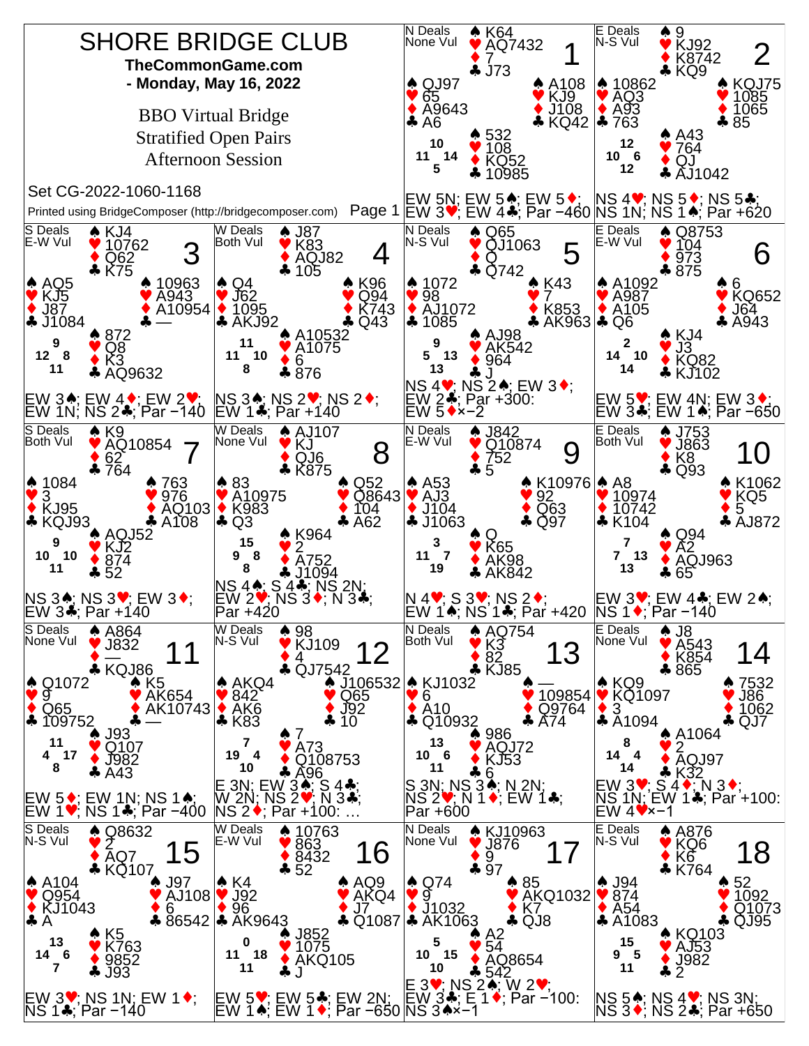# SHORE BRIDGE CLUB

**TheCommonGame.com**
**- Monday, May 16, 2022**

BBO Virtual Bridge
Stratified Open Pairs
Afternoon Session

Set CG-2022-1060-1168

Printed using BridgeComposer (http://bridgecomposer.com)

---

## Board 1
N Deals, None Vul

- North: ♠ K64 ♥ AQ7432 ♦ 7 ♣ J73
- West: ♠ QJ97 ♥ 65 ♦ A9643 ♣ A6
- East: ♠ A108 ♥ KJ9 ♦ J108 ♣ KQ42
- South: ♠ 532 ♥ 108 ♦ KQ52 ♣ 10985

HCP: N 10, W 11, E 14, S 5

EW 5N; EW 5♠; EW 5♦; EW 3♥; EW 4♣; Par −460

## Board 2
E Deals, N-S Vul

- North: ♠ 9 ♥ KJ92 ♦ K8742 ♣ KQ9
- West: ♠ 10862 ♥ AQ3 ♦ A93 ♣ 763
- East: ♠ KQJ75 ♥ 1085 ♦ 1065 ♣ 85
- South: ♠ A43 ♥ 764 ♦ QJ ♣ AJ1042

HCP: N 12, W 10, E 6, S 12

NS 4♥; NS 5♦; NS 5♣; NS 1N; NS 1♠; Par +620

## Board 3
S Deals, E-W Vul

- North: ♠ KJ4 ♥ 10762 ♦ Q62 ♣ K75
- West: ♠ AQ5 ♥ KJ5 ♦ J87 ♣ J1084
- East: ♠ 10963 ♥ A943 ♦ A10954 ♣ —
- South: ♠ 872 ♥ Q8 ♦ K3 ♣ AQ9632

HCP: N 9, W 12, E 8, S 11

EW 3♠; EW 4♦; EW 2♥; EW 1N; NS 2♣; Par −140

## Board 4
W Deals, Both Vul

- North: ♠ J87 ♥ K83 ♦ AQJ82 ♣ 105
- West: ♠ Q4 ♥ J62 ♦ 1095 ♣ AKJ92
- East: ♠ K96 ♥ Q94 ♦ K743 ♣ Q43
- South: ♠ A10532 ♥ A1075 ♦ 6 ♣ 876

HCP: N 11, W 11, E 10, S 8

NS 3♠; NS 2♥; NS 2♦; EW 1♣; Par +140

## Board 5
N Deals, N-S Vul

- North: ♠ Q65 ♥ QJ1063 ♦ Q ♣ Q742
- West: ♠ 1072 ♥ 98 ♦ AJ1072 ♣ 1085
- East: ♠ K43 ♥ 7 ♦ K853 ♣ AK963
- South: ♠ AJ98 ♥ AK542 ♦ 964 ♣ J

HCP: N 9, W 5, E 13, S 13

NS 4♥; NS 2♠; EW 3♦; EW 2♣; Par +300: EW 5♦×−2

## Board 6
E Deals, E-W Vul

- North: ♠ Q8753 ♥ 104 ♦ 973 ♣ 875
- West: ♠ A1092 ♥ A987 ♦ A105 ♣ Q6
- East: ♠ 6 ♥ KQ652 ♦ J64 ♣ A943
- South: ♠ KJ4 ♥ J3 ♦ KQ82 ♣ KJ102

HCP: N 2, W 14, E 10, S 14

EW 5♥; EW 4N; EW 3♦; EW 3♣; EW 1♠; Par −650

## Board 7
S Deals, Both Vul

- North: ♠ K9 ♥ AQ10854 ♦ 62 ♣ 764
- West: ♠ 1084 ♥ 3 ♦ KJ95 ♣ KQJ93
- East: ♠ 763 ♥ 976 ♦ AQ103 ♣ A108
- South: ♠ AQJ52 ♥ KJ2 ♦ 874 ♣ 52

HCP: N 9, W 10, E 10, S 11

NS 3♠; NS 3♥; EW 3♦; EW 3♣; Par +140

## Board 8
W Deals, None Vul

- North: ♠ AJ107 ♥ KJ ♦ QJ6 ♣ K875
- West: ♠ 83 ♥ A10975 ♦ K983 ♣ Q3
- East: ♠ Q52 ♥ Q8643 ♦ 104 ♣ A62
- South: ♠ K964 ♥ 2 ♦ A752 ♣ J1094

HCP: N 15, W 9, E 8, S 8

NS 4♠; S 4♣; NS 2N; EW 2♥; NS 3♦; N 3♣; Par +420

## Board 9
N Deals, E-W Vul

- North: ♠ J842 ♥ Q10874 ♦ 752 ♣ 5
- West: ♠ A53 ♥ AJ3 ♦ J104 ♣ J1063
- East: ♠ K10976 ♥ 92 ♦ Q63 ♣ Q97
- South: ♠ Q ♥ K65 ♦ AK98 ♣ AK842

HCP: N 3, W 11, E 7, S 19

N 4♥; S 3♥; NS 2♦; EW 1♠; NS 1♣; Par +420

## Board 10
E Deals, Both Vul

- North: ♠ J753 ♥ J863 ♦ K8 ♣ Q93
- West: ♠ A8 ♥ 10974 ♦ 10742 ♣ K104
- East: ♠ K1062 ♥ KQ5 ♦ 5 ♣ AJ872
- South: ♠ Q94 ♥ A2 ♦ AQJ963 ♣ 65

HCP: N 7, W 7, E 13, S 13

EW 3♥; EW 4♣; EW 2♠; NS 1♦; Par −140

## Board 11
S Deals, None Vul

- North: ♠ A864 ♥ J832 ♦ — ♣ KQJ86
- West: ♠ Q1072 ♥ 9 ♦ Q65 ♣ 109752
- East: ♠ K5 ♥ AK654 ♦ AK10743 ♣ —
- South: ♠ J93 ♥ Q107 ♦ J982 ♣ A43

HCP: N 11, W 4, E 17, S 8

EW 5♦; EW 1N; NS 1♠; EW 1♥; NS 1♣; Par −400

## Board 12
W Deals, N-S Vul

- North: ♠ 98 ♥ KJ109 ♦ 4 ♣ QJ7542
- West: ♠ AKQ4 ♥ 842 ♦ AK6 ♣ K83
- East: ♠ J106532 ♥ Q65 ♦ J92 ♣ 10
- South: ♠ 7 ♥ A73 ♦ Q108753 ♣ A96

HCP: N 7, W 19, E 4, S 10

E 3N; EW 3♠; S 4♣; W 2N; NS 2♥; N 3♣; NS 2♦; Par +100: …

## Board 13
N Deals, Both Vul

- North: ♠ AQ754 ♥ K3 ♦ 82 ♣ KJ85
- West: ♠ KJ1032 ♥ 6 ♦ A10 ♣ Q10932
- East: ♠ — ♥ 109854 ♦ Q9764 ♣ A74
- South: ♠ 986 ♥ AQJ72 ♦ KJ53 ♣ 6

HCP: N 13, W 10, E 6, S 11

S 3N; NS 3♠; N 2N; NS 2♥; N 1♦; EW 1♣; Par +600

## Board 14
E Deals, None Vul

- North: ♠ J8 ♥ A543 ♦ K854 ♣ 865
- West: ♠ KQ9 ♥ KQ1097 ♦ 3 ♣ A1094
- East: ♠ 7532 ♥ J86 ♦ 1062 ♣ QJ7
- South: ♠ A1064 ♥ 2 ♦ AQJ97 ♣ K32

HCP: N 8, W 14, E 4, S 14

EW 3♥; S 4♦; N 3♦; NS 1N; EW 1♣; Par +100: EW 4♥×−1

## Board 15
S Deals, N-S Vul

- North: ♠ Q8632 ♥ 2 ♦ AQ7 ♣ KQ107
- West: ♠ A104 ♥ Q954 ♦ KJ1043 ♣ A
- East: ♠ J97 ♥ AJ108 ♦ 6 ♣ 86542
- South: ♠ K5 ♥ K763 ♦ 9852 ♣ J93

HCP: N 13, W 14, E 6, S 7

EW 3♥; NS 1N; EW 1♦; NS 1♣; Par −140

## Board 16
W Deals, E-W Vul

- North: ♠ 10763 ♥ 863 ♦ 8432 ♣ 52
- West: ♠ K4 ♥ J92 ♦ 96 ♣ AK9643
- East: ♠ AQ9 ♥ AKQ4 ♦ J7 ♣ Q1087
- South: ♠ J852 ♥ 1075 ♦ AKQ105 ♣ J

HCP: N 0, W 11, E 18, S 11

EW 5♥; EW 5♣; EW 2N; EW 1♠; EW 1♦; Par −650

## Board 17
N Deals, None Vul

- North: ♠ KJ10963 ♥ J876 ♦ 9 ♣ 97
- West: ♠ Q74 ♥ 9 ♦ J1032 ♣ AK1063
- East: ♠ 85 ♥ AKQ1032 ♦ K7 ♣ QJ8
- South: ♠ A2 ♥ 54 ♦ AQ8654 ♣ 542

HCP: N 5, W 10, E 15, S 10

E 3♥; NS 2♠; W 2♥; EW 3♣; E 1♦; Par −100: NS 3♠×−1

## Board 18
E Deals, N-S Vul

- North: ♠ A876 ♥ KQ6 ♦ K6 ♣ K764
- West: ♠ J94 ♥ 874 ♦ A54 ♣ A1083
- East: ♠ 52 ♥ 1092 ♦ Q1073 ♣ QJ95
- South: ♠ KQ103 ♥ AJ53 ♦ J982 ♣ 2

HCP: N 15, W 9, E 5, S 11

NS 5♠; NS 4♥; NS 3N; NS 3♦; NS 2♣; Par +650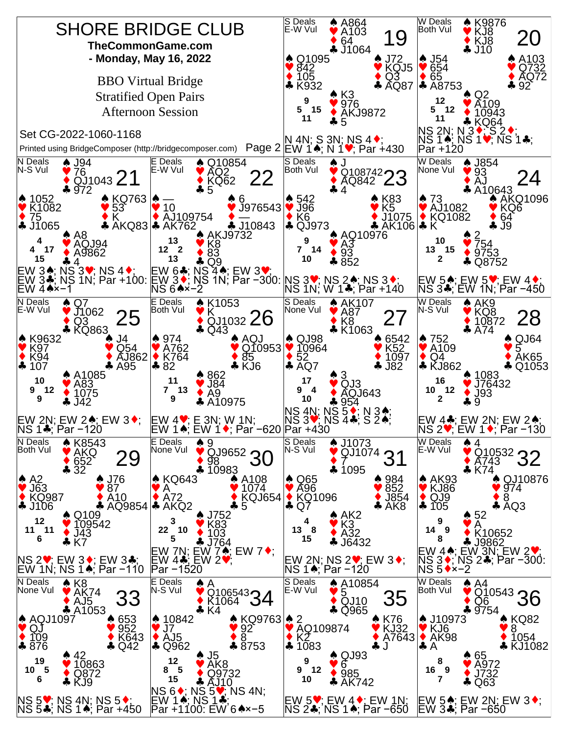# SHORE BRIDGE CLUB

**TheCommonGame.com**

**- Monday, May 16, 2022**

BBO Virtual Bridge

Stratified Open Pairs

Afternoon Session

Set CG-2022-1060-1168

Printed using BridgeComposer (http://bridgecomposer.com)

---

## Board 19

S Deals, E-W Vul

North: ♠ A864 ♥ A103 ♦ 64 ♣ J1064

West: ♠ Q1095 ♥ 842 ♦ 105 ♣ K932

East: ♠ J72 ♥ KQJ5 ♦ Q3 ♣ AQ87

South: ♠ K3 ♥ 976 ♦ AKJ9872 ♣ 5

HCP: N 9, W 5, E 15, S 11

N 4N; S 3N; NS 4♦; EW 1♠; N 1♥; Par +430

## Board 20

W Deals, Both Vul

North: ♠ K9876 ♥ KJ8 ♦ KJ8 ♣ J10

West: ♠ J54 ♥ 654 ♦ 65 ♣ A8753

East: ♠ A103 ♥ Q732 ♦ AQ72 ♣ 92

South: ♠ Q2 ♥ A109 ♦ 10943 ♣ KQ64

HCP: N 12, W 5, E 12, S 11

NS 2N; N 3♦; S 2♦; NS 1♠; NS 1♥; NS 1♣; Par +120

## Board 21

N Deals, N-S Vul

North: ♠ J94 ♥ 76 ♦ QJ1043 ♣ 972

West: ♠ 1052 ♥ K1082 ♦ 75 ♣ J1065

East: ♠ KQ763 ♥ 53 ♦ K ♣ AKQ83

South: ♠ A8 ♥ AQJ94 ♦ A9862 ♣ 4

HCP: N 4, W 4, E 17, S 15

EW 3♠; NS 3♥; NS 4♦; EW 3♣; NS 1N; Par +100: EW 4♠×−1

## Board 22

E Deals, E-W Vul

North: ♠ Q10854 ♥ AQ2 ♦ KQ62 ♣ 5

West: ♠ — ♥ 10 ♦ AJ109754 ♣ AK762

East: ♠ 6 ♥ J976543 ♦ — ♣ J10843

South: ♠ AKJ9732 ♥ K8 ♦ 83 ♣ Q9

HCP: N 13, W 12, E 2, S 13

EW 6♣; NS 4♠; EW 3♥; EW 3♦; NS 1N; Par −300: NS 6♠×−2

## Board 23

S Deals, Both Vul

North: ♠ J ♥ Q108742 ♦ AQ842 ♣ 4

West: ♠ 542 ♥ J96 ♦ K6 ♣ QJ973

East: ♠ K83 ♥ K5 ♦ J1075 ♣ AK106

South: ♠ AQ10976 ♥ A3 ♦ 93 ♣ 852

HCP: N 9, W 7, E 14, S 10

NS 3♥; NS 2♠; NS 3♦; NS 1N; W 1♣; Par +140

## Board 24

W Deals, None Vul

North: ♠ J854 ♥ 93 ♦ AJ ♣ A10643

West: ♠ 73 ♥ AJ1082 ♦ KQ1082 ♣ K

East: ♠ AKQ1096 ♥ KQ6 ♦ 64 ♣ J9

South: ♠ 2 ♥ 754 ♦ 9753 ♣ Q8752

HCP: N 10, W 13, E 15, S 2

EW 5♠; EW 5♥; EW 4♦; NS 3♣; EW 1N; Par −450

## Board 25

N Deals, E-W Vul

North: ♠ Q7 ♥ J1062 ♦ Q3 ♣ KQ863

West: ♠ K9632 ♥ K97 ♦ K94 ♣ 107

East: ♠ J4 ♥ Q54 ♦ AJ862 ♣ A95

South: ♠ A1085 ♥ A83 ♦ 1075 ♣ J42

HCP: N 10, W 9, E 12, S 9

EW 2N; EW 2♠; EW 3♦; NS 1♣; Par −120

## Board 26

E Deals, Both Vul

North: ♠ K1053 ♥ K ♦ QJ1032 ♣ Q43

West: ♠ 974 ♥ A762 ♦ K764 ♣ 82

East: ♠ AQJ ♥ Q10953 ♦ 85 ♣ KJ6

South: ♠ 862 ♥ J84 ♦ A9 ♣ A10975

HCP: N 11, W 7, E 13, S 9

EW 4♥; E 3N; W 1N; EW 1♠; EW 1♦; Par −620

## Board 27

S Deals, None Vul

North: ♠ AK107 ♥ A87 ♦ K8 ♣ K1063

West: ♠ QJ98 ♥ 10964 ♦ 52 ♣ AQ7

East: ♠ 6542 ♥ K52 ♦ 1097 ♣ J82

South: ♠ 3 ♥ QJ3 ♦ AQJ643 ♣ 954

HCP: N 17, W 9, E 4, S 10

NS 4N; NS 5♦; N 3♠; NS 3♥; NS 4♣; S 2♠; Par +430

## Board 28

W Deals, N-S Vul

North: ♠ AK9 ♥ KQ8 ♦ 10872 ♣ A74

West: ♠ 752 ♥ A109 ♦ Q4 ♣ KJ862

East: ♠ QJ64 ♥ 5 ♦ AK65 ♣ Q1053

South: ♠ 1083 ♥ J76432 ♦ J93 ♣ 9

HCP: N 16, W 10, E 12, S 2

EW 4♣; EW 2N; EW 2♠; NS 2♥; EW 1♦; Par −130

## Board 29

N Deals, Both Vul

North: ♠ K8543 ♥ AKQ ♦ 652 ♣ 32

West: ♠ A2 ♥ J63 ♦ KQ987 ♣ J106

East: ♠ J76 ♥ 87 ♦ A10 ♣ AQ9854

South: ♠ Q109 ♥ 109542 ♦ J43 ♣ K7

HCP: N 12, W 11, E 11, S 6

NS 2♥; EW 3♦; EW 3♣; EW 1N; NS 1♠; Par −110

## Board 30

E Deals, None Vul

North: ♠ 9 ♥ QJ9652 ♦ 98 ♣ 10983

West: ♠ KQ643 ♥ A ♦ A72 ♣ AKQ2

East: ♠ A108 ♥ 1074 ♦ KQJ654 ♣ 5

South: ♠ J752 ♥ K83 ♦ 103 ♣ J764

HCP: N 3, W 22, E 10, S 5

EW 7N; EW 7♠; EW 7♦; EW 4♣; EW 2♥; Par −1520

## Board 31

S Deals, N-S Vul

North: ♠ J1073 ♥ QJ1074 ♦ 7 ♣ 1095

West: ♠ Q65 ♥ A96 ♦ KQ1096 ♣ Q7

East: ♠ 984 ♥ 852 ♦ J854 ♣ AK8

South: ♠ AK2 ♥ K3 ♦ A32 ♣ J6432

HCP: N 4, W 13, E 8, S 15

EW 2N; NS 2♥; EW 3♦; NS 1♠; Par −120

## Board 32

W Deals, E-W Vul

North: ♠ 4 ♥ Q10532 ♦ A743 ♣ K74

West: ♠ AK93 ♥ KJ86 ♦ QJ9 ♣ 105

East: ♠ QJ10876 ♥ 974 ♦ 8 ♣ AQ3

South: ♠ 52 ♥ A ♦ K10652 ♣ J9862

HCP: N 9, W 14, E 9, S 8

EW 4♠; EW 3N; EW 2♥; NS 3♦; NS 2♣; Par −300: NS 5♦×−2

## Board 33

N Deals, None Vul

North: ♠ K8 ♥ AK74 ♦ AJ5 ♣ A1053

West: ♠ AQJ1097 ♥ QJ ♦ 109 ♣ 876

East: ♠ 653 ♥ 952 ♦ K643 ♣ Q42

South: ♠ 42 ♥ 10863 ♦ Q872 ♣ KJ9

HCP: N 19, W 10, E 5, S 6

NS 5♥; NS 4N; NS 5♦; NS 5♣; NS 1♠; Par +450

## Board 34

E Deals, N-S Vul

North: ♠ A ♥ Q106543 ♦ K1064 ♣ K4

West: ♠ 10842 ♥ J7 ♦ AJ5 ♣ Q962

East: ♠ KQ9763 ♥ 92 ♦ 8 ♣ 8753

South: ♠ J5 ♥ AK8 ♦ Q9732 ♣ AJ10

HCP: N 12, W 8, E 5, S 15

NS 6♦; NS 5♥; NS 4N; EW 1♠; NS 1♣; Par +1100: EW 6♠×−5

## Board 35

S Deals, E-W Vul

North: ♠ A10854 ♥ 5 ♦ QJ10 ♣ Q965

West: ♠ 2 ♥ AQ109874 ♦ K2 ♣ 1083

East: ♠ K76 ♥ KJ32 ♦ A7643 ♣ J

South: ♠ QJ93 ♥ 6 ♦ 985 ♣ AK742

HCP: N 9, W 9, E 12, S 10

EW 5♥; EW 4♦; EW 1N; NS 2♣; NS 1♠; Par −650

## Board 36

W Deals, Both Vul

North: ♠ A4 ♥ Q10543 ♦ Q6 ♣ 9754

West: ♠ J10973 ♥ KJ6 ♦ AK98 ♣ A

East: ♠ KQ82 ♥ 8 ♦ 1054 ♣ KJ1082

South: ♠ 65 ♥ A972 ♦ J732 ♣ Q63

HCP: N 8, W 16, E 9, S 7

EW 5♠; EW 2N; EW 3♦; EW 3♣; Par −650